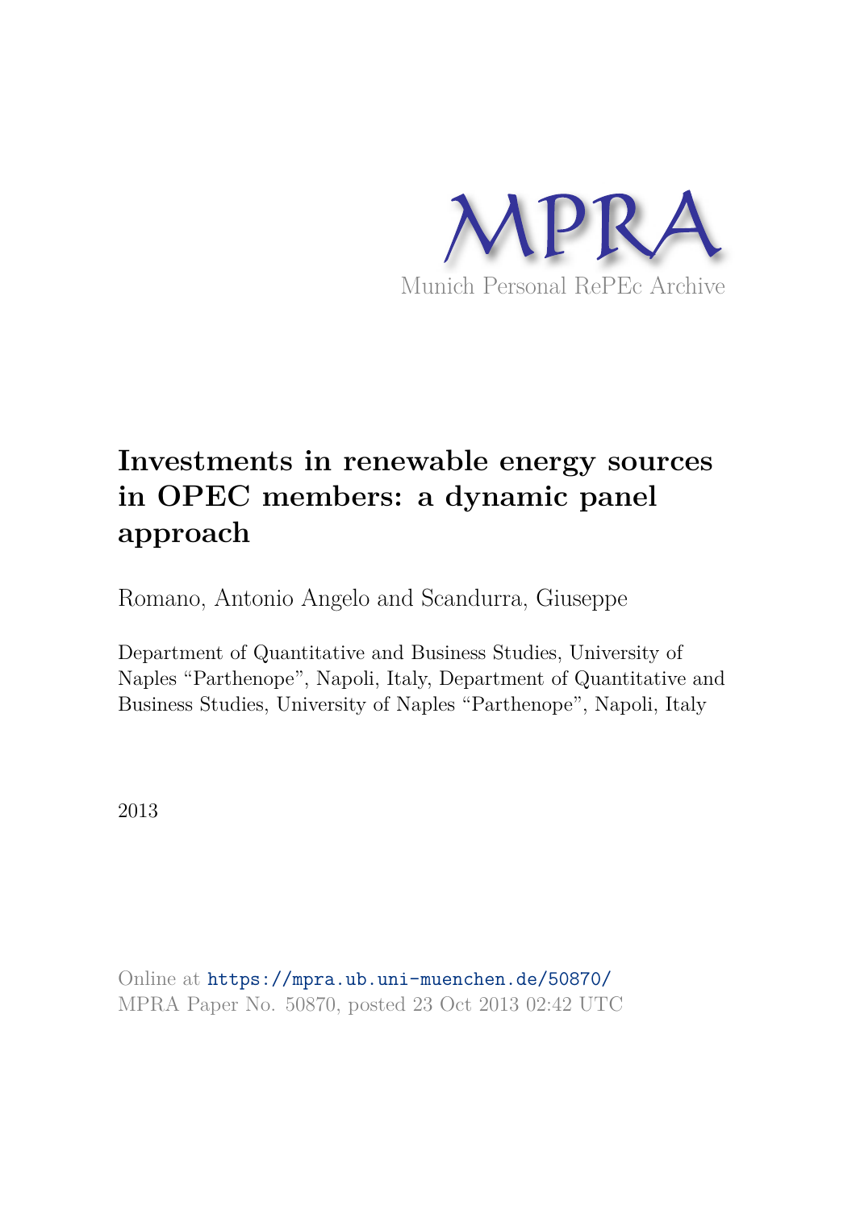MPRA

Munich Personal RePEc Archive

# Investments in renewable energy sources in OPEC members: a dynamic panel approach

Romano, Antonio Angelo and Scandurra, Giuseppe

Department of Quantitative and Business Studies, University of Naples "Parthenope", Napoli, Italy, Department of Quantitative and Business Studies, University of Naples "Parthenope", Napoli, Italy

2013

Online at https://mpra.ub.uni-muenchen.de/50870/
MPRA Paper No. 50870, posted 23 Oct 2013 02:42 UTC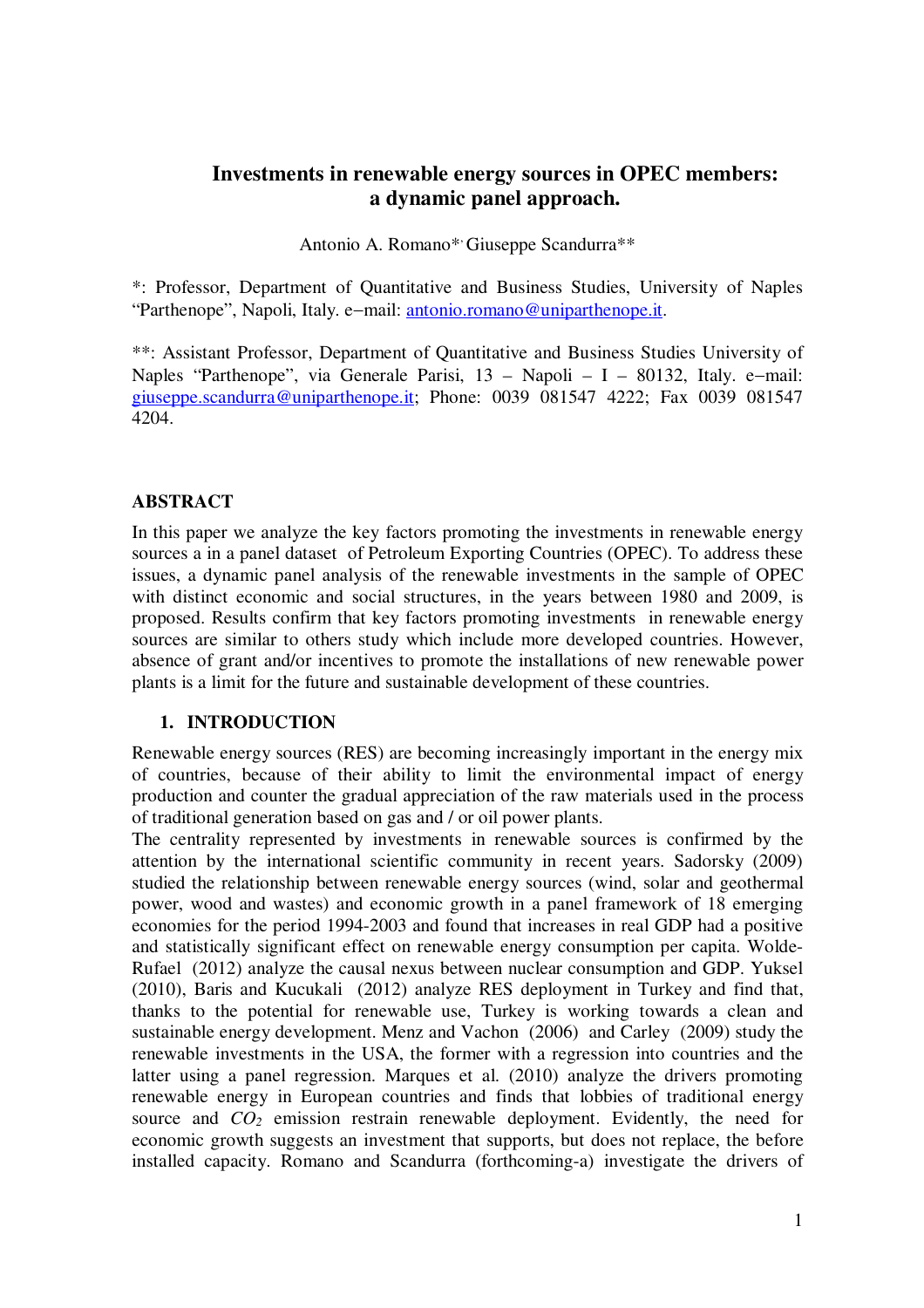# Investments in renewable energy sources in OPEC members: a dynamic panel approach.

Antonio A. Romano*, Giuseppe Scandurra**

*: Professor, Department of Quantitative and Business Studies, University of Naples "Parthenope", Napoli, Italy. e–mail: antonio.romano@uniparthenope.it.

**: Assistant Professor, Department of Quantitative and Business Studies University of Naples "Parthenope", via Generale Parisi, 13 – Napoli – I – 80132, Italy. e–mail: giuseppe.scandurra@uniparthenope.it; Phone: 0039 081547 4222; Fax 0039 081547 4204.

## ABSTRACT

In this paper we analyze the key factors promoting the investments in renewable energy sources a in a panel dataset of Petroleum Exporting Countries (OPEC). To address these issues, a dynamic panel analysis of the renewable investments in the sample of OPEC with distinct economic and social structures, in the years between 1980 and 2009, is proposed. Results confirm that key factors promoting investments in renewable energy sources are similar to others study which include more developed countries. However, absence of grant and/or incentives to promote the installations of new renewable power plants is a limit for the future and sustainable development of these countries.

## 1. INTRODUCTION

Renewable energy sources (RES) are becoming increasingly important in the energy mix of countries, because of their ability to limit the environmental impact of energy production and counter the gradual appreciation of the raw materials used in the process of traditional generation based on gas and / or oil power plants.

The centrality represented by investments in renewable sources is confirmed by the attention by the international scientific community in recent years. Sadorsky (2009) studied the relationship between renewable energy sources (wind, solar and geothermal power, wood and wastes) and economic growth in a panel framework of 18 emerging economies for the period 1994-2003 and found that increases in real GDP had a positive and statistically significant effect on renewable energy consumption per capita. Wolde-Rufael (2012) analyze the causal nexus between nuclear consumption and GDP. Yuksel (2010), Baris and Kucukali (2012) analyze RES deployment in Turkey and find that, thanks to the potential for renewable use, Turkey is working towards a clean and sustainable energy development. Menz and Vachon (2006) and Carley (2009) study the renewable investments in the USA, the former with a regression into countries and the latter using a panel regression. Marques et al. (2010) analyze the drivers promoting renewable energy in European countries and finds that lobbies of traditional energy source and $CO_2$ emission restrain renewable deployment. Evidently, the need for economic growth suggests an investment that supports, but does not replace, the before installed capacity. Romano and Scandurra (forthcoming-a) investigate the drivers of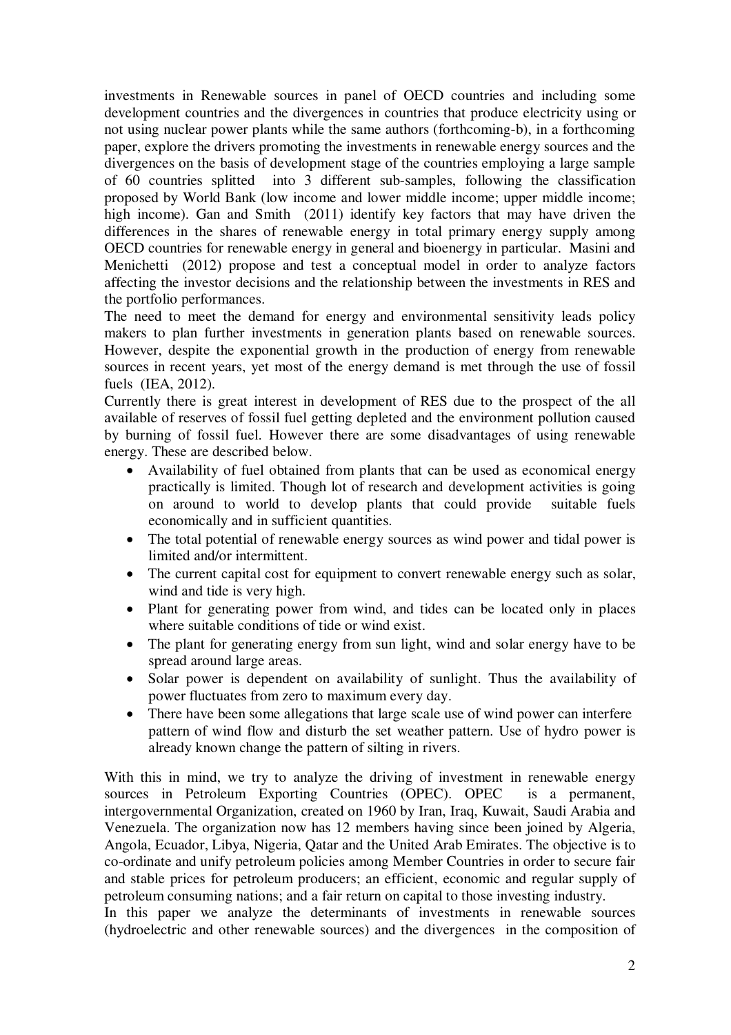investments in Renewable sources in panel of OECD countries and including some development countries and the divergences in countries that produce electricity using or not using nuclear power plants while the same authors (forthcoming-b), in a forthcoming paper, explore the drivers promoting the investments in renewable energy sources and the divergences on the basis of development stage of the countries employing a large sample of 60 countries splitted into 3 different sub-samples, following the classification proposed by World Bank (low income and lower middle income; upper middle income; high income). Gan and Smith (2011) identify key factors that may have driven the differences in the shares of renewable energy in total primary energy supply among OECD countries for renewable energy in general and bioenergy in particular. Masini and Menichetti (2012) propose and test a conceptual model in order to analyze factors affecting the investor decisions and the relationship between the investments in RES and the portfolio performances.

The need to meet the demand for energy and environmental sensitivity leads policy makers to plan further investments in generation plants based on renewable sources. However, despite the exponential growth in the production of energy from renewable sources in recent years, yet most of the energy demand is met through the use of fossil fuels (IEA, 2012).

Currently there is great interest in development of RES due to the prospect of the all available of reserves of fossil fuel getting depleted and the environment pollution caused by burning of fossil fuel. However there are some disadvantages of using renewable energy. These are described below.

- Availability of fuel obtained from plants that can be used as economical energy practically is limited. Though lot of research and development activities is going on around to world to develop plants that could provide suitable fuels economically and in sufficient quantities.
- The total potential of renewable energy sources as wind power and tidal power is limited and/or intermittent.
- The current capital cost for equipment to convert renewable energy such as solar, wind and tide is very high.
- Plant for generating power from wind, and tides can be located only in places where suitable conditions of tide or wind exist.
- The plant for generating energy from sun light, wind and solar energy have to be spread around large areas.
- Solar power is dependent on availability of sunlight. Thus the availability of power fluctuates from zero to maximum every day.
- There have been some allegations that large scale use of wind power can interfere pattern of wind flow and disturb the set weather pattern. Use of hydro power is already known change the pattern of silting in rivers.

With this in mind, we try to analyze the driving of investment in renewable energy sources in Petroleum Exporting Countries (OPEC). OPEC is a permanent, intergovernmental Organization, created on 1960 by Iran, Iraq, Kuwait, Saudi Arabia and Venezuela. The organization now has 12 members having since been joined by Algeria, Angola, Ecuador, Libya, Nigeria, Qatar and the United Arab Emirates. The objective is to co-ordinate and unify petroleum policies among Member Countries in order to secure fair and stable prices for petroleum producers; an efficient, economic and regular supply of petroleum consuming nations; and a fair return on capital to those investing industry.

In this paper we analyze the determinants of investments in renewable sources (hydroelectric and other renewable sources) and the divergences in the composition of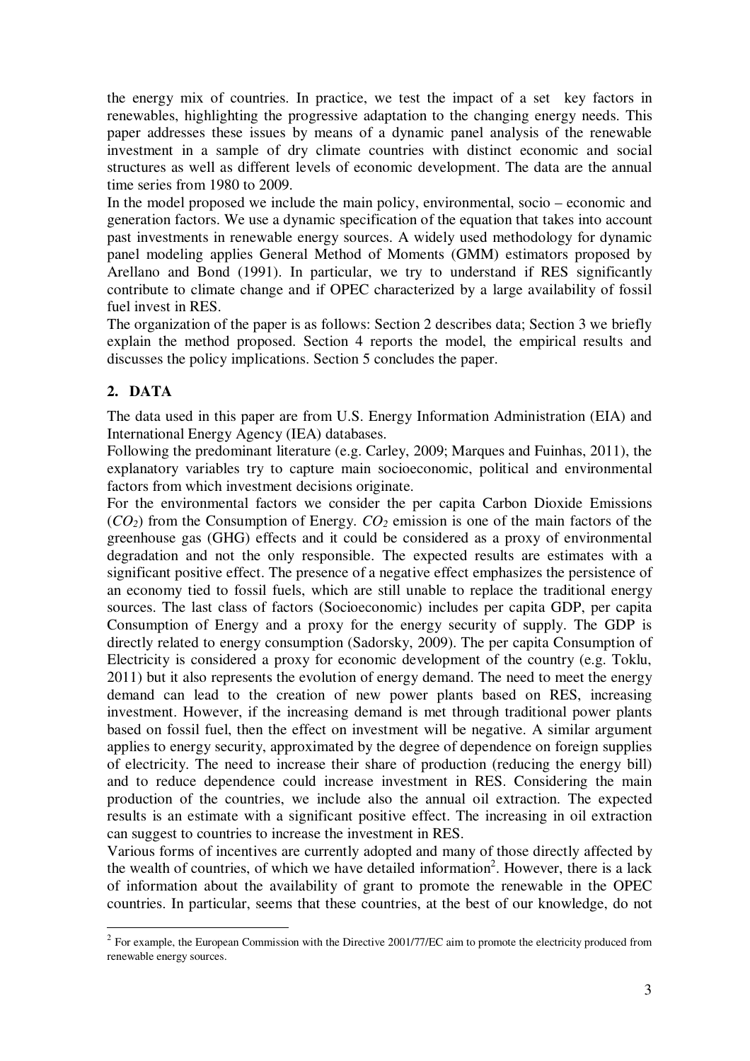the energy mix of countries. In practice, we test the impact of a set key factors in renewables, highlighting the progressive adaptation to the changing energy needs. This paper addresses these issues by means of a dynamic panel analysis of the renewable investment in a sample of dry climate countries with distinct economic and social structures as well as different levels of economic development. The data are the annual time series from 1980 to 2009.

In the model proposed we include the main policy, environmental, socio – economic and generation factors. We use a dynamic specification of the equation that takes into account past investments in renewable energy sources. A widely used methodology for dynamic panel modeling applies General Method of Moments (GMM) estimators proposed by Arellano and Bond (1991). In particular, we try to understand if RES significantly contribute to climate change and if OPEC characterized by a large availability of fossil fuel invest in RES.

The organization of the paper is as follows: Section 2 describes data; Section 3 we briefly explain the method proposed. Section 4 reports the model, the empirical results and discusses the policy implications. Section 5 concludes the paper.

## 2. DATA

The data used in this paper are from U.S. Energy Information Administration (EIA) and International Energy Agency (IEA) databases.

Following the predominant literature (e.g. Carley, 2009; Marques and Fuinhas, 2011), the explanatory variables try to capture main socioeconomic, political and environmental factors from which investment decisions originate.

For the environmental factors we consider the per capita Carbon Dioxide Emissions ($CO_2$) from the Consumption of Energy. $CO_2$ emission is one of the main factors of the greenhouse gas (GHG) effects and it could be considered as a proxy of environmental degradation and not the only responsible. The expected results are estimates with a significant positive effect. The presence of a negative effect emphasizes the persistence of an economy tied to fossil fuels, which are still unable to replace the traditional energy sources. The last class of factors (Socioeconomic) includes per capita GDP, per capita Consumption of Energy and a proxy for the energy security of supply. The GDP is directly related to energy consumption (Sadorsky, 2009). The per capita Consumption of Electricity is considered a proxy for economic development of the country (e.g. Toklu, 2011) but it also represents the evolution of energy demand. The need to meet the energy demand can lead to the creation of new power plants based on RES, increasing investment. However, if the increasing demand is met through traditional power plants based on fossil fuel, then the effect on investment will be negative. A similar argument applies to energy security, approximated by the degree of dependence on foreign supplies of electricity. The need to increase their share of production (reducing the energy bill) and to reduce dependence could increase investment in RES. Considering the main production of the countries, we include also the annual oil extraction. The expected results is an estimate with a significant positive effect. The increasing in oil extraction can suggest to countries to increase the investment in RES.

Various forms of incentives are currently adopted and many of those directly affected by the wealth of countries, of which we have detailed information[2]. However, there is a lack of information about the availability of grant to promote the renewable in the OPEC countries. In particular, seems that these countries, at the best of our knowledge, do not

[2] For example, the European Commission with the Directive 2001/77/EC aim to promote the electricity produced from renewable energy sources.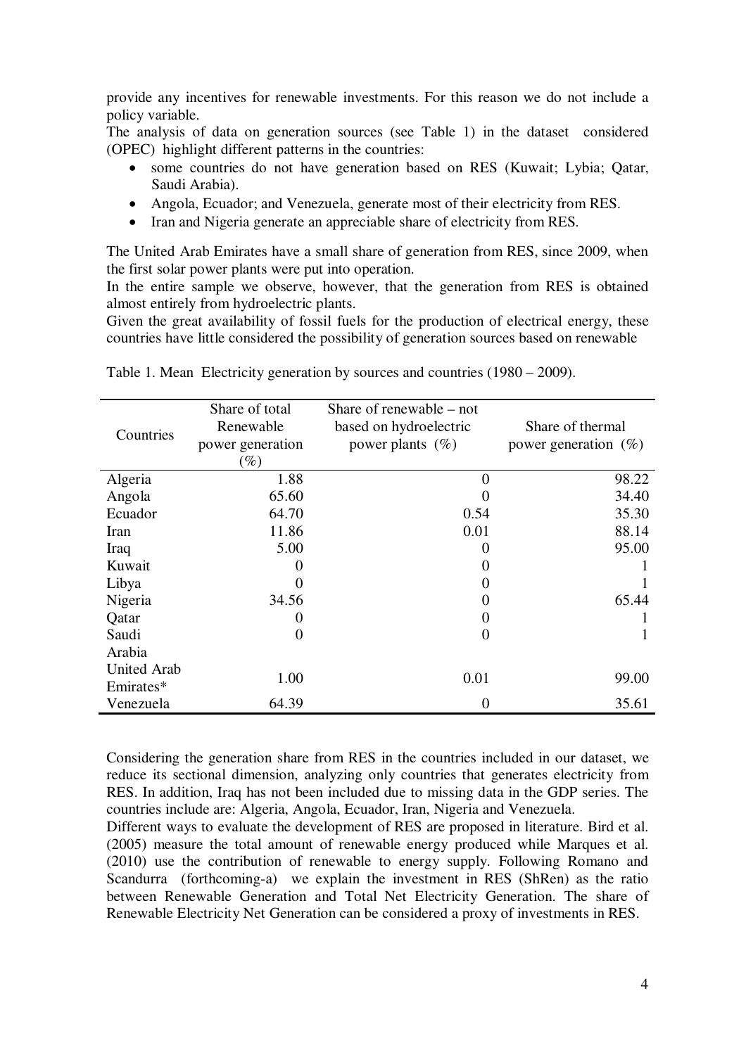provide any incentives for renewable investments. For this reason we do not include a policy variable.

The analysis of data on generation sources (see Table 1) in the dataset considered (OPEC) highlight different patterns in the countries:

- some countries do not have generation based on RES (Kuwait; Lybia; Qatar, Saudi Arabia).
- Angola, Ecuador; and Venezuela, generate most of their electricity from RES.
- Iran and Nigeria generate an appreciable share of electricity from RES.

The United Arab Emirates have a small share of generation from RES, since 2009, when the first solar power plants were put into operation.

In the entire sample we observe, however, that the generation from RES is obtained almost entirely from hydroelectric plants.

Given the great availability of fossil fuels for the production of electrical energy, these countries have little considered the possibility of generation sources based on renewable

Table 1. Mean Electricity generation by sources and countries (1980 – 2009).

| Countries | Share of total Renewable power generation (%) | Share of renewable – not based on hydroelectric power plants (%) | Share of thermal power generation (%) |
|---|---|---|---|
| Algeria | 1.88 | 0 | 98.22 |
| Angola | 65.60 | 0 | 34.40 |
| Ecuador | 64.70 | 0.54 | 35.30 |
| Iran | 11.86 | 0.01 | 88.14 |
| Iraq | 5.00 | 0 | 95.00 |
| Kuwait | 0 | 0 | 1 |
| Libya | 0 | 0 | 1 |
| Nigeria | 34.56 | 0 | 65.44 |
| Qatar | 0 | 0 | 1 |
| Saudi Arabia | 0 | 0 | 1 |
| United Arab Emirates* | 1.00 | 0.01 | 99.00 |
| Venezuela | 64.39 | 0 | 35.61 |

Considering the generation share from RES in the countries included in our dataset, we reduce its sectional dimension, analyzing only countries that generates electricity from RES. In addition, Iraq has not been included due to missing data in the GDP series. The countries include are: Algeria, Angola, Ecuador, Iran, Nigeria and Venezuela.

Different ways to evaluate the development of RES are proposed in literature. Bird et al. (2005) measure the total amount of renewable energy produced while Marques et al. (2010) use the contribution of renewable to energy supply. Following Romano and Scandurra (forthcoming-a) we explain the investment in RES (ShRen) as the ratio between Renewable Generation and Total Net Electricity Generation. The share of Renewable Electricity Net Generation can be considered a proxy of investments in RES.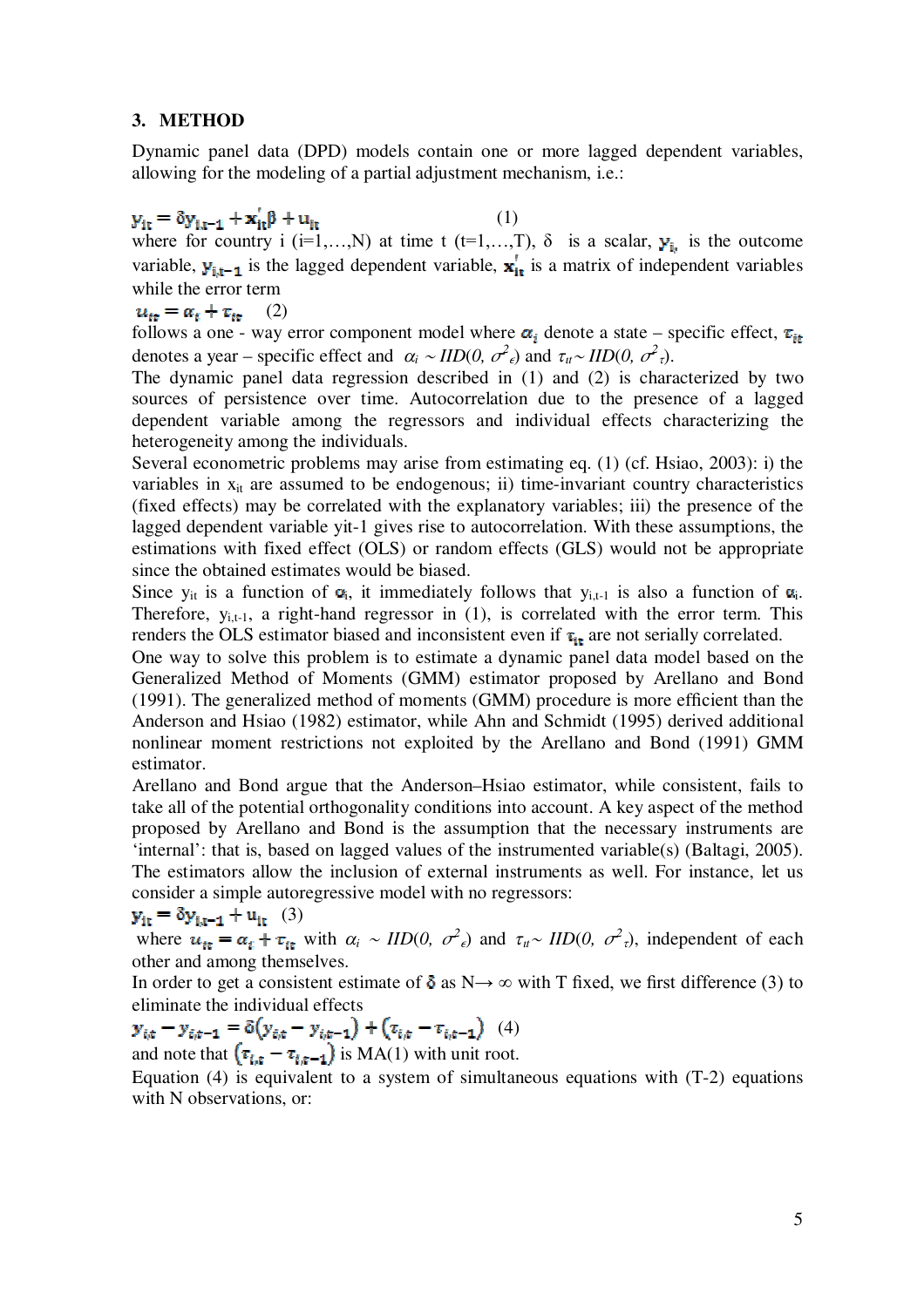## 3. METHOD

Dynamic panel data (DPD) models contain one or more lagged dependent variables, allowing for the modeling of a partial adjustment mechanism, i.e.:

$$y_{it} = \delta y_{i,t-1} + x_{it}^{'}\beta + u_{it} \quad (1)$$

where for country i (i=1,…,N) at time t (t=1,…,T), $\delta$ is a scalar, $y_{i,}$ is the outcome variable, $y_{i,t-1}$ is the lagged dependent variable, $x_{it}^{'}$ is a matrix of independent variables while the error term

$$u_{it} = \alpha_i + \tau_{it} \quad (2)$$

follows a one - way error component model where $\alpha_i$ denote a state – specific effect, $\tau_{it}$ denotes a year – specific effect and $\alpha_i \sim IID(0, \sigma^2_\epsilon)$ and $\tau_{it} \sim IID(0, \sigma^2_\tau)$.

The dynamic panel data regression described in (1) and (2) is characterized by two sources of persistence over time. Autocorrelation due to the presence of a lagged dependent variable among the regressors and individual effects characterizing the heterogeneity among the individuals.

Several econometric problems may arise from estimating eq. (1) (cf. Hsiao, 2003): i) the variables in $x_{it}$ are assumed to be endogenous; ii) time-invariant country characteristics (fixed effects) may be correlated with the explanatory variables; iii) the presence of the lagged dependent variable yit-1 gives rise to autocorrelation. With these assumptions, the estimations with fixed effect (OLS) or random effects (GLS) would not be appropriate since the obtained estimates would be biased.

Since $y_{it}$ is a function of $\alpha_i$, it immediately follows that $y_{i,t-1}$ is also a function of $\alpha_i$. Therefore, $y_{i,t-1}$, a right-hand regressor in (1), is correlated with the error term. This renders the OLS estimator biased and inconsistent even if $\tau_{it}$ are not serially correlated.

One way to solve this problem is to estimate a dynamic panel data model based on the Generalized Method of Moments (GMM) estimator proposed by Arellano and Bond (1991). The generalized method of moments (GMM) procedure is more efficient than the Anderson and Hsiao (1982) estimator, while Ahn and Schmidt (1995) derived additional nonlinear moment restrictions not exploited by the Arellano and Bond (1991) GMM estimator.

Arellano and Bond argue that the Anderson–Hsiao estimator, while consistent, fails to take all of the potential orthogonality conditions into account. A key aspect of the method proposed by Arellano and Bond is the assumption that the necessary instruments are 'internal': that is, based on lagged values of the instrumented variable(s) (Baltagi, 2005). The estimators allow the inclusion of external instruments as well. For instance, let us consider a simple autoregressive model with no regressors:

$$y_{it} = \delta y_{i,t-1} + u_{it} \quad (3)$$

where $u_{it} = \alpha_i + \tau_{it}$ with $\alpha_i \sim IID(0, \sigma^2_\epsilon)$ and $\tau_{it} \sim IID(0, \sigma^2_\tau)$, independent of each other and among themselves.

In order to get a consistent estimate of $\delta$ as N→ ∞ with T fixed, we first difference (3) to eliminate the individual effects

$$y_{i,t} - y_{i,t-1} = \delta(y_{i,t} - y_{i,t-1}) + (\tau_{i,t} - \tau_{i,t-1}) \quad (4)$$

and note that $(\tau_{i,t} - \tau_{i,t-1})$ is MA(1) with unit root.

Equation (4) is equivalent to a system of simultaneous equations with (T-2) equations with N observations, or: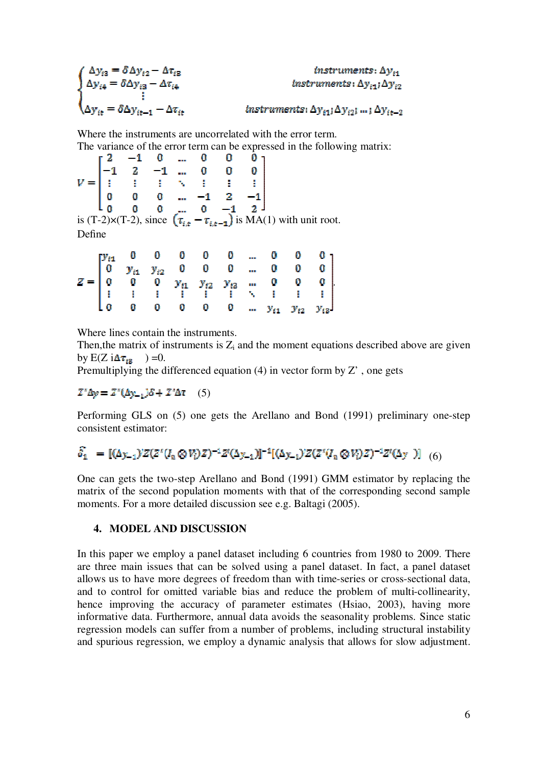$$
\begin{cases}
\Delta y_{i3} = \delta \Delta y_{i2} - \Delta \tau_{i3} & \textit{instruments}: \Delta y_{i1} \\
\Delta y_{i4} = \delta \Delta y_{i3} - \Delta \tau_{i4} & \textit{instruments}: \Delta y_{i1}; \Delta y_{i2} \\
\vdots & \\
\Delta y_{it} = \delta \Delta y_{it-1} - \Delta \tau_{it} & \textit{instruments}: \Delta y_{i1}; \Delta y_{i2}; \dots; \Delta y_{it-2}
\end{cases}
$$

Where the instruments are uncorrelated with the error term.
The variance of the error term can be expressed in the following matrix:

$$
V = \begin{bmatrix}
2 & -1 & 0 & \dots & 0 & 0 & 0 \\
-1 & 2 & -1 & \dots & 0 & 0 & 0 \\
\vdots & \vdots & \vdots & \ddots & \vdots & \vdots & \vdots \\
0 & 0 & 0 & \dots & -1 & 2 & -1 \\
0 & 0 & 0 & \dots & 0 & -1 & 2
\end{bmatrix}
$$

is (T-2)×(T-2), since $(\tau_{i,t} - \tau_{i,t-1})$ is MA(1) with unit root.
Define

$$
Z = \begin{bmatrix}
y_{i1} & 0 & 0 & 0 & 0 & 0 & \dots & 0 & 0 & 0 \\
0 & y_{i1} & y_{i2} & 0 & 0 & 0 & \dots & 0 & 0 & 0 \\
0 & 0 & 0 & y_{i1} & y_{i2} & y_{i3} & \dots & 0 & 0 & 0 \\
\vdots & \vdots & \vdots & \vdots & \vdots & \vdots & \ddots & \vdots & \vdots & \vdots \\
0 & 0 & 0 & 0 & 0 & 0 & \dots & y_{i1} & y_{i2} & y_{i3}
\end{bmatrix}.
$$

Where lines contain the instruments.
Then,the matrix of instruments is $Z_i$ and the moment equations described above are given by $E(Z_i \Delta\tau_{i3}) = 0$.
Premultiplying the differenced equation (4) in vector form by Z' , one gets

$$
Z'\Delta y = Z'(\Delta y_{-1})\delta + Z'\Delta\tau \quad (5)
$$

Performing GLS on (5) one gets the Arellano and Bond (1991) preliminary one-step consistent estimator:

$$
\hat{\delta}_1 = [(\Delta y_{-1})'Z(Z'(I_n \otimes V)Z)^{-1}Z'(\Delta y_{-1})]^{-1}[(\Delta y_{-1})'Z(Z'(I_n \otimes V)Z)^{-1}Z'(\Delta y)] \quad (6)
$$

One can gets the two-step Arellano and Bond (1991) GMM estimator by replacing the matrix of the second population moments with that of the corresponding second sample moments. For a more detailed discussion see e.g. Baltagi (2005).

## 4. MODEL AND DISCUSSION

In this paper we employ a panel dataset including 6 countries from 1980 to 2009. There are three main issues that can be solved using a panel dataset. In fact, a panel dataset allows us to have more degrees of freedom than with time-series or cross-sectional data, and to control for omitted variable bias and reduce the problem of multi-collinearity, hence improving the accuracy of parameter estimates (Hsiao, 2003), having more informative data. Furthermore, annual data avoids the seasonality problems. Since static regression models can suffer from a number of problems, including structural instability and spurious regression, we employ a dynamic analysis that allows for slow adjustment.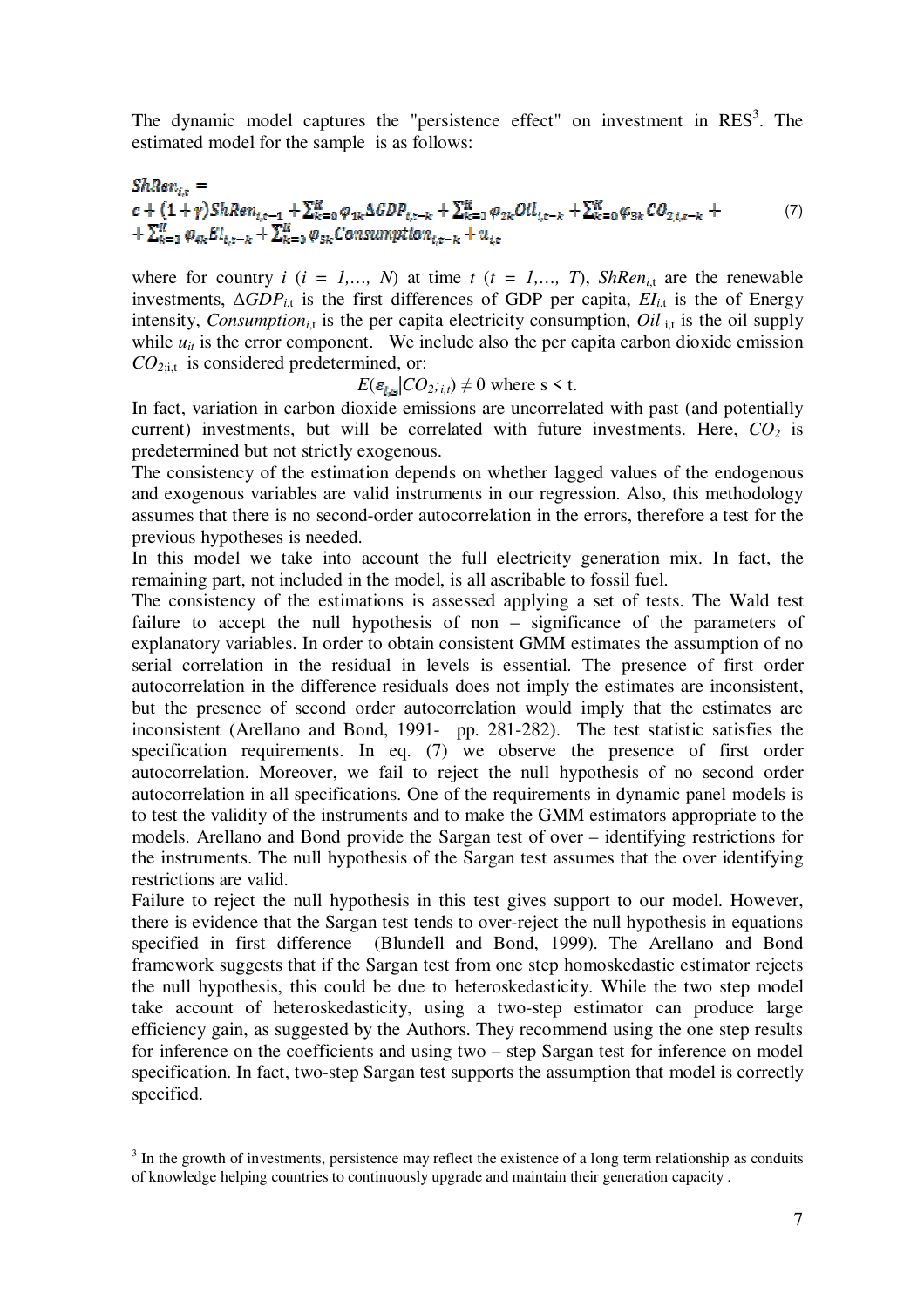The dynamic model captures the "persistence effect" on investment in RES[3]. The estimated model for the sample is as follows:

$$ShRen_{i,t} = c + (1+\gamma)ShRen_{i,t-1} + \sum_{k=0}^{K}\varphi_{1k}\Delta GDP_{i,t-k} + \sum_{k=0}^{K}\varphi_{2k}Oil_{i,t-k} + \sum_{k=0}^{K}\varphi_{3k}CO_{2,i,t-k} + \sum_{k=0}^{K}\varphi_{4k}EI_{i,t-k} + \sum_{k=0}^{K}\varphi_{5k}Consumption_{i,t-k} + u_{it} \quad (7)$$

where for country $i$ ($i = 1,\ldots, N$) at time $t$ ($t = 1,\ldots, T$), $ShRen_{i,t}$ are the renewable investments, $\Delta GDP_{i,t}$ is the first differences of GDP per capita, $EI_{i,t}$ is the of Energy intensity, $Consumption_{i,t}$ is the per capita electricity consumption, $Oil_{i,t}$ is the oil supply while $u_{it}$ is the error component. We include also the per capita carbon dioxide emission $CO_{2;i,t}$ is considered predetermined, or:

$$E(\varepsilon_{i,s}|CO_{2;i,t}) \neq 0 \text{ where } s < t.$$

In fact, variation in carbon dioxide emissions are uncorrelated with past (and potentially current) investments, but will be correlated with future investments. Here, $CO_2$ is predetermined but not strictly exogenous.

The consistency of the estimation depends on whether lagged values of the endogenous and exogenous variables are valid instruments in our regression. Also, this methodology assumes that there is no second-order autocorrelation in the errors, therefore a test for the previous hypotheses is needed.

In this model we take into account the full electricity generation mix. In fact, the remaining part, not included in the model, is all ascribable to fossil fuel.

The consistency of the estimations is assessed applying a set of tests. The Wald test failure to accept the null hypothesis of non – significance of the parameters of explanatory variables. In order to obtain consistent GMM estimates the assumption of no serial correlation in the residual in levels is essential. The presence of first order autocorrelation in the difference residuals does not imply the estimates are inconsistent, but the presence of second order autocorrelation would imply that the estimates are inconsistent (Arellano and Bond, 1991- pp. 281-282). The test statistic satisfies the specification requirements. In eq. (7) we observe the presence of first order autocorrelation. Moreover, we fail to reject the null hypothesis of no second order autocorrelation in all specifications. One of the requirements in dynamic panel models is to test the validity of the instruments and to make the GMM estimators appropriate to the models. Arellano and Bond provide the Sargan test of over – identifying restrictions for the instruments. The null hypothesis of the Sargan test assumes that the over identifying restrictions are valid.

Failure to reject the null hypothesis in this test gives support to our model. However, there is evidence that the Sargan test tends to over-reject the null hypothesis in equations specified in first difference (Blundell and Bond, 1999). The Arellano and Bond framework suggests that if the Sargan test from one step homoskedastic estimator rejects the null hypothesis, this could be due to heteroskedasticity. While the two step model take account of heteroskedasticity, using a two-step estimator can produce large efficiency gain, as suggested by the Authors. They recommend using the one step results for inference on the coefficients and using two – step Sargan test for inference on model specification. In fact, two-step Sargan test supports the assumption that model is correctly specified.

---

[3] In the growth of investments, persistence may reflect the existence of a long term relationship as conduits of knowledge helping countries to continuously upgrade and maintain their generation capacity .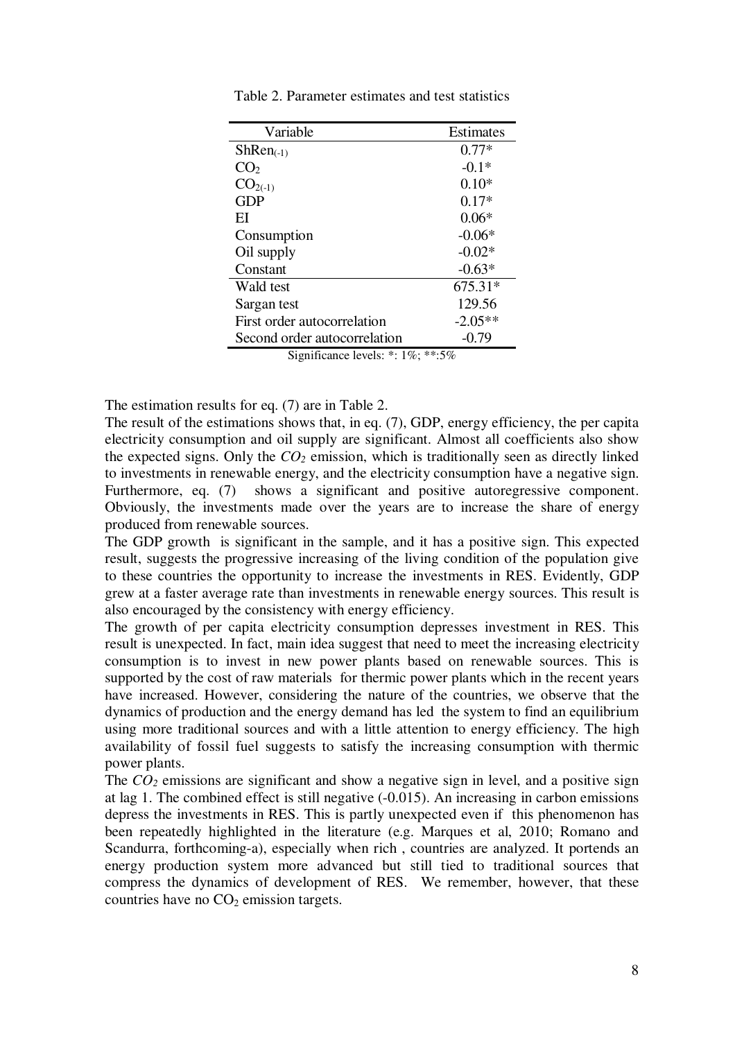Table 2. Parameter estimates and test statistics

| Variable | Estimates |
|---|---|
| $ShRen_{(-1)}$ | 0.77* |
| $CO_2$ | -0.1* |
| $CO_{2(-1)}$ | 0.10* |
| GDP | 0.17* |
| EI | 0.06* |
| Consumption | -0.06* |
| Oil supply | -0.02* |
| Constant | -0.63* |
| Wald test | 675.31* |
| Sargan test | 129.56 |
| First order autocorrelation | -2.05** |
| Second order autocorrelation | -0.79 |

Significance levels: *: 1%; **:5%

The estimation results for eq. (7) are in Table 2.

The result of the estimations shows that, in eq. (7), GDP, energy efficiency, the per capita electricity consumption and oil supply are significant. Almost all coefficients also show the expected signs. Only the $CO_2$ emission, which is traditionally seen as directly linked to investments in renewable energy, and the electricity consumption have a negative sign. Furthermore, eq. (7) shows a significant and positive autoregressive component. Obviously, the investments made over the years are to increase the share of energy produced from renewable sources.

The GDP growth is significant in the sample, and it has a positive sign. This expected result, suggests the progressive increasing of the living condition of the population give to these countries the opportunity to increase the investments in RES. Evidently, GDP grew at a faster average rate than investments in renewable energy sources. This result is also encouraged by the consistency with energy efficiency.

The growth of per capita electricity consumption depresses investment in RES. This result is unexpected. In fact, main idea suggest that need to meet the increasing electricity consumption is to invest in new power plants based on renewable sources. This is supported by the cost of raw materials for thermic power plants which in the recent years have increased. However, considering the nature of the countries, we observe that the dynamics of production and the energy demand has led the system to find an equilibrium using more traditional sources and with a little attention to energy efficiency. The high availability of fossil fuel suggests to satisfy the increasing consumption with thermic power plants.

The $CO_2$ emissions are significant and show a negative sign in level, and a positive sign at lag 1. The combined effect is still negative (-0.015). An increasing in carbon emissions depress the investments in RES. This is partly unexpected even if this phenomenon has been repeatedly highlighted in the literature (e.g. Marques et al, 2010; Romano and Scandurra, forthcoming-a), especially when rich , countries are analyzed. It portends an energy production system more advanced but still tied to traditional sources that compress the dynamics of development of RES. We remember, however, that these countries have no $CO_2$ emission targets.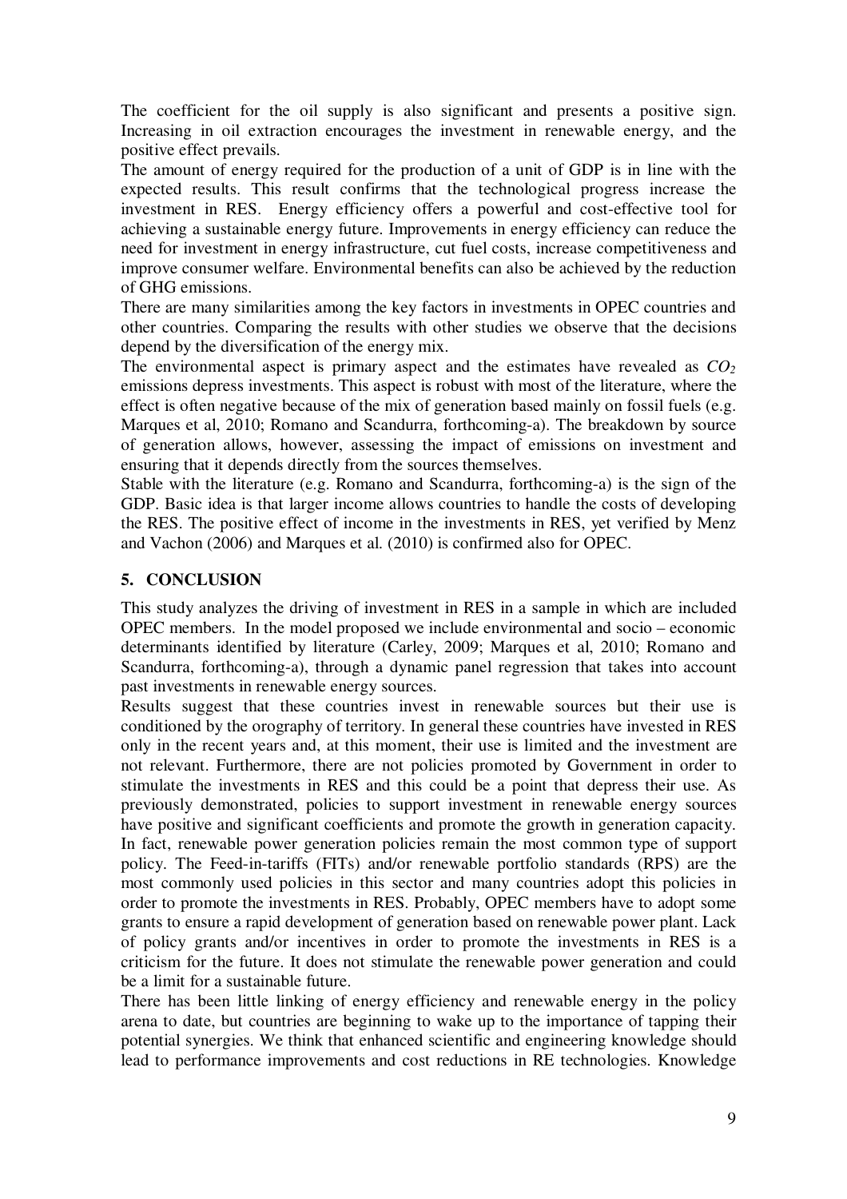The coefficient for the oil supply is also significant and presents a positive sign. Increasing in oil extraction encourages the investment in renewable energy, and the positive effect prevails.

The amount of energy required for the production of a unit of GDP is in line with the expected results. This result confirms that the technological progress increase the investment in RES. Energy efficiency offers a powerful and cost-effective tool for achieving a sustainable energy future. Improvements in energy efficiency can reduce the need for investment in energy infrastructure, cut fuel costs, increase competitiveness and improve consumer welfare. Environmental benefits can also be achieved by the reduction of GHG emissions.

There are many similarities among the key factors in investments in OPEC countries and other countries. Comparing the results with other studies we observe that the decisions depend by the diversification of the energy mix.

The environmental aspect is primary aspect and the estimates have revealed as $CO_2$ emissions depress investments. This aspect is robust with most of the literature, where the effect is often negative because of the mix of generation based mainly on fossil fuels (e.g. Marques et al, 2010; Romano and Scandurra, forthcoming-a). The breakdown by source of generation allows, however, assessing the impact of emissions on investment and ensuring that it depends directly from the sources themselves.

Stable with the literature (e.g. Romano and Scandurra, forthcoming-a) is the sign of the GDP. Basic idea is that larger income allows countries to handle the costs of developing the RES. The positive effect of income in the investments in RES, yet verified by Menz and Vachon (2006) and Marques et al. (2010) is confirmed also for OPEC.

## 5. CONCLUSION

This study analyzes the driving of investment in RES in a sample in which are included OPEC members. In the model proposed we include environmental and socio – economic determinants identified by literature (Carley, 2009; Marques et al, 2010; Romano and Scandurra, forthcoming-a), through a dynamic panel regression that takes into account past investments in renewable energy sources.

Results suggest that these countries invest in renewable sources but their use is conditioned by the orography of territory. In general these countries have invested in RES only in the recent years and, at this moment, their use is limited and the investment are not relevant. Furthermore, there are not policies promoted by Government in order to stimulate the investments in RES and this could be a point that depress their use. As previously demonstrated, policies to support investment in renewable energy sources have positive and significant coefficients and promote the growth in generation capacity. In fact, renewable power generation policies remain the most common type of support policy. The Feed-in-tariffs (FITs) and/or renewable portfolio standards (RPS) are the most commonly used policies in this sector and many countries adopt this policies in order to promote the investments in RES. Probably, OPEC members have to adopt some grants to ensure a rapid development of generation based on renewable power plant. Lack of policy grants and/or incentives in order to promote the investments in RES is a criticism for the future. It does not stimulate the renewable power generation and could be a limit for a sustainable future.

There has been little linking of energy efficiency and renewable energy in the policy arena to date, but countries are beginning to wake up to the importance of tapping their potential synergies. We think that enhanced scientific and engineering knowledge should lead to performance improvements and cost reductions in RE technologies. Knowledge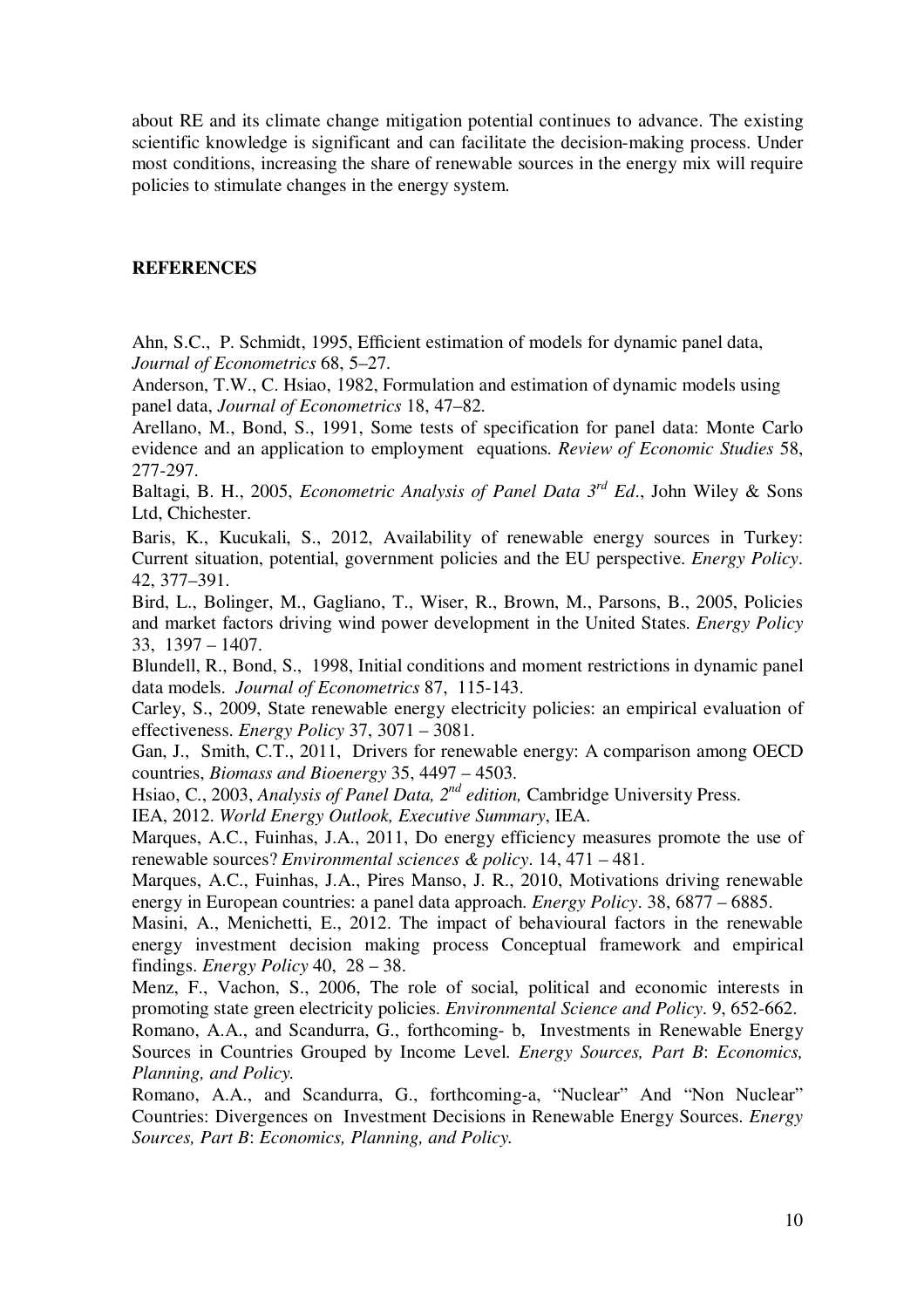about RE and its climate change mitigation potential continues to advance. The existing scientific knowledge is significant and can facilitate the decision-making process. Under most conditions, increasing the share of renewable sources in the energy mix will require policies to stimulate changes in the energy system.

## REFERENCES

Ahn, S.C., P. Schmidt, 1995, Efficient estimation of models for dynamic panel data, *Journal of Econometrics* 68, 5–27.

Anderson, T.W., C. Hsiao, 1982, Formulation and estimation of dynamic models using panel data, *Journal of Econometrics* 18, 47–82.

Arellano, M., Bond, S., 1991, Some tests of specification for panel data: Monte Carlo evidence and an application to employment equations. *Review of Economic Studies* 58, 277-297.

Baltagi, B. H., 2005, *Econometric Analysis of Panel Data 3rd Ed*., John Wiley & Sons Ltd, Chichester.

Baris, K., Kucukali, S., 2012, Availability of renewable energy sources in Turkey: Current situation, potential, government policies and the EU perspective. *Energy Policy*. 42, 377–391.

Bird, L., Bolinger, M., Gagliano, T., Wiser, R., Brown, M., Parsons, B., 2005, Policies and market factors driving wind power development in the United States. *Energy Policy* 33, 1397 – 1407.

Blundell, R., Bond, S., 1998, Initial conditions and moment restrictions in dynamic panel data models. *Journal of Econometrics* 87, 115-143.

Carley, S., 2009, State renewable energy electricity policies: an empirical evaluation of effectiveness. *Energy Policy* 37, 3071 – 3081.

Gan, J., Smith, C.T., 2011, Drivers for renewable energy: A comparison among OECD countries, *Biomass and Bioenergy* 35, 4497 – 4503.

Hsiao, C., 2003, *Analysis of Panel Data, 2nd edition,* Cambridge University Press.

IEA, 2012. *World Energy Outlook, Executive Summary*, IEA.

Marques, A.C., Fuinhas, J.A., 2011, Do energy efficiency measures promote the use of renewable sources? *Environmental sciences & policy*. 14, 471 – 481.

Marques, A.C., Fuinhas, J.A., Pires Manso, J. R., 2010, Motivations driving renewable energy in European countries: a panel data approach. *Energy Policy*. 38, 6877 – 6885.

Masini, A., Menichetti, E., 2012. The impact of behavioural factors in the renewable energy investment decision making process Conceptual framework and empirical findings. *Energy Policy* 40, 28 – 38.

Menz, F., Vachon, S., 2006, The role of social, political and economic interests in promoting state green electricity policies. *Environmental Science and Policy*. 9, 652-662.

Romano, A.A., and Scandurra, G., forthcoming- b, Investments in Renewable Energy Sources in Countries Grouped by Income Level. *Energy Sources, Part B*: *Economics, Planning, and Policy.*

Romano, A.A., and Scandurra, G., forthcoming-a, "Nuclear" And "Non Nuclear" Countries: Divergences on Investment Decisions in Renewable Energy Sources. *Energy Sources, Part B*: *Economics, Planning, and Policy.*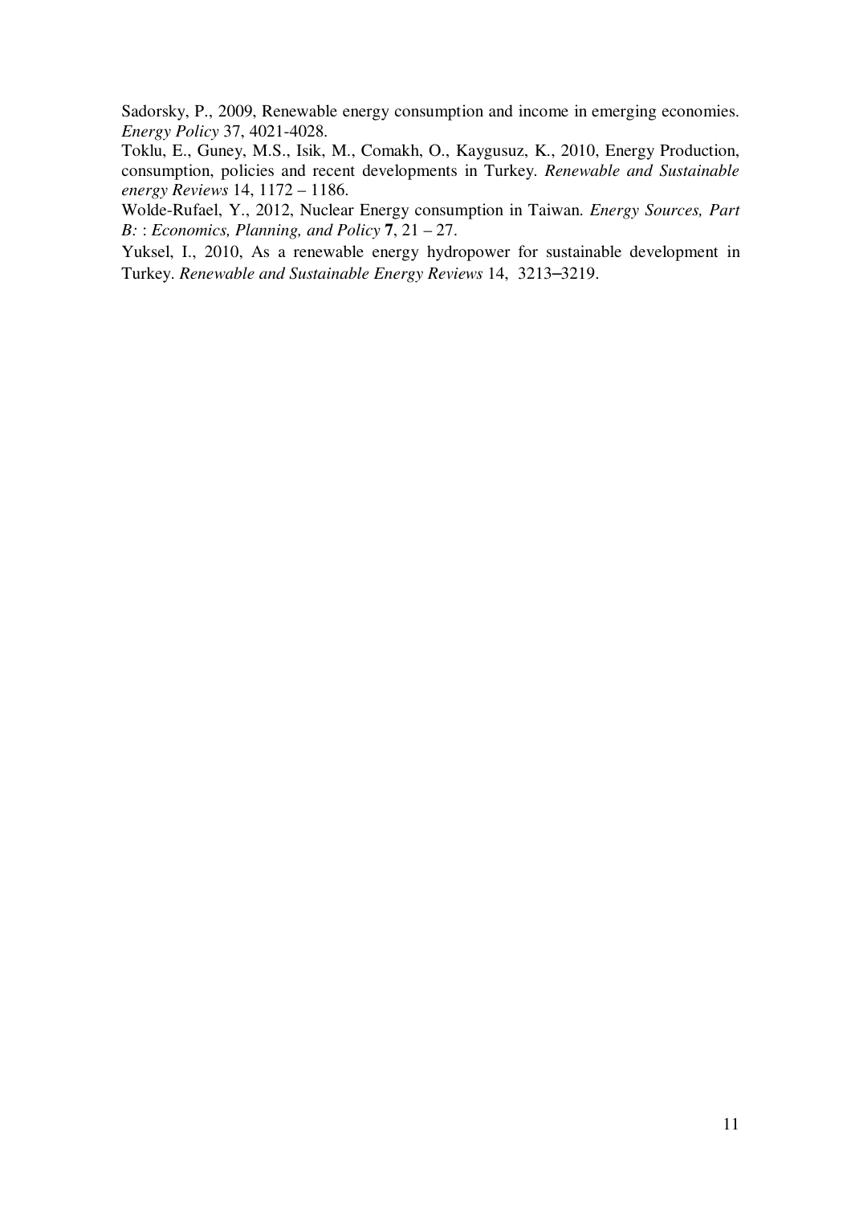Sadorsky, P., 2009, Renewable energy consumption and income in emerging economies. *Energy Policy* 37, 4021-4028.

Toklu, E., Guney, M.S., Isik, M., Comakh, O., Kaygusuz, K., 2010, Energy Production, consumption, policies and recent developments in Turkey. *Renewable and Sustainable energy Reviews* 14, 1172 – 1186.

Wolde-Rufael, Y., 2012, Nuclear Energy consumption in Taiwan. *Energy Sources, Part B:* : *Economics, Planning, and Policy* **7**, 21 – 27.

Yuksel, I., 2010, As a renewable energy hydropower for sustainable development in Turkey. *Renewable and Sustainable Energy Reviews* 14, 3213–3219.